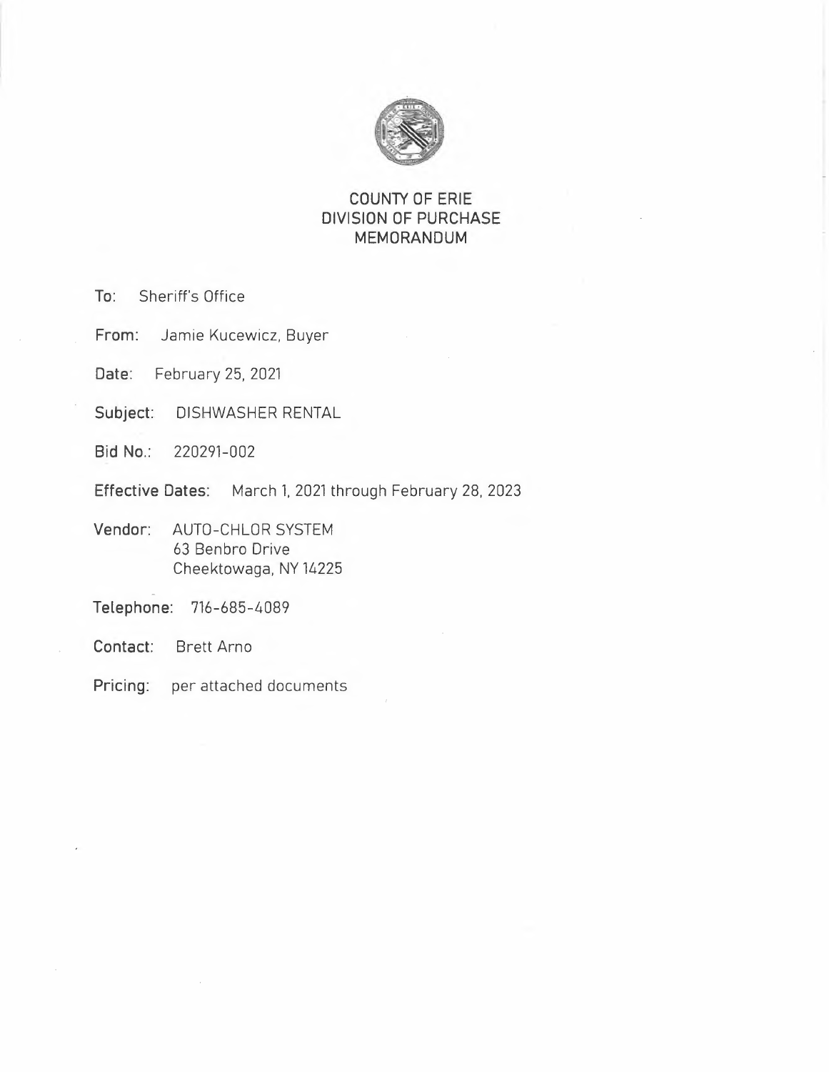# COUNTY OF ERIE
## DIVISION OF PURCHASE
## MEMORANDUM

**To:** Sheriff's Office

**From:** Jamie Kucewicz, Buyer

**Date:** February 25, 2021

**Subject:** DISHWASHER RENTAL

**Bid No.:** 220291-002

**Effective Dates:** March 1, 2021 through February 28, 2023

**Vendor:** AUTO-CHLOR SYSTEM
63 Benbro Drive
Cheektowaga, NY 14225

**Telephone:** 716-685-4089

**Contact:** Brett Arno

**Pricing:** per attached documents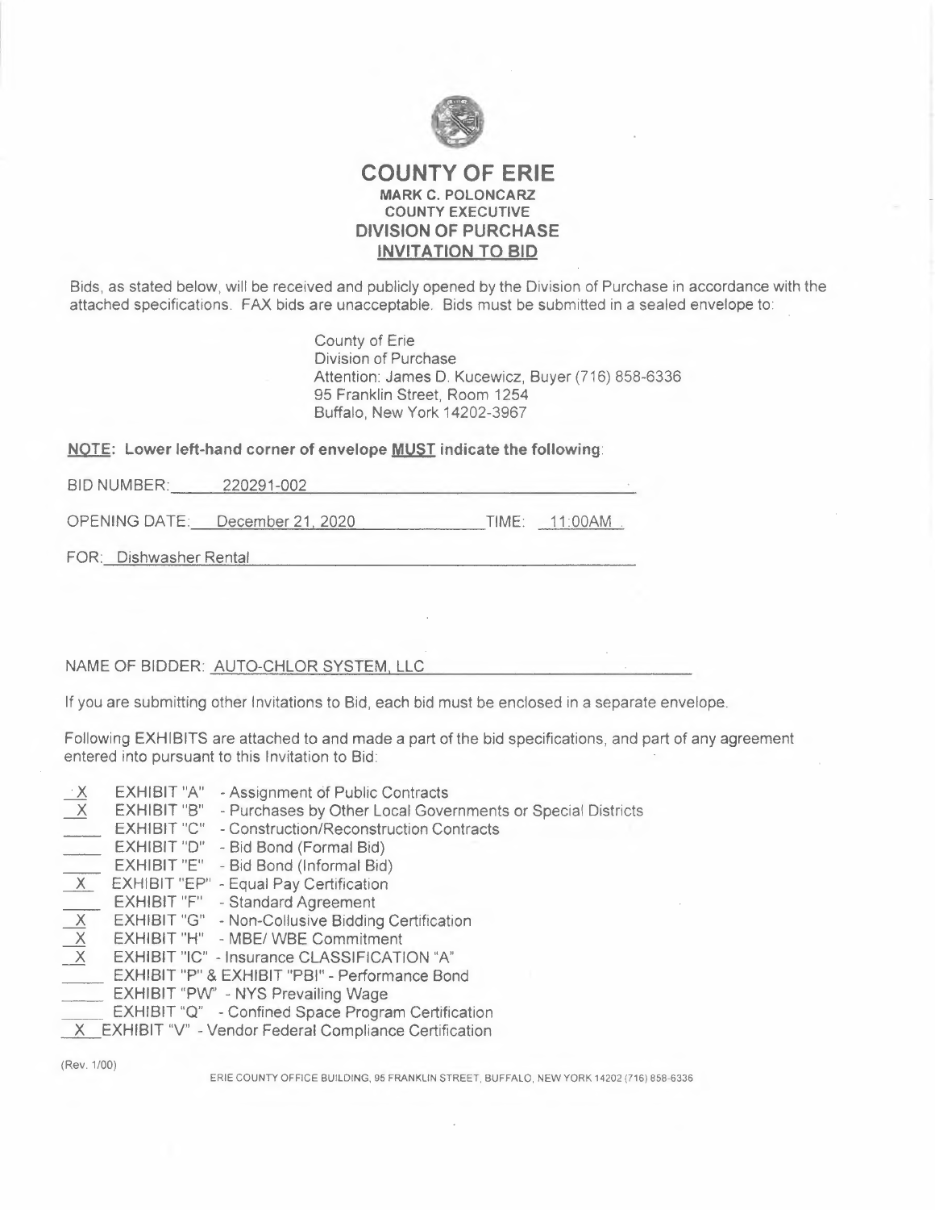# COUNTY OF ERIE

**MARK C. POLONCARZ**
**COUNTY EXECUTIVE**
**DIVISION OF PURCHASE**
**INVITATION TO BID**

Bids, as stated below, will be received and publicly opened by the Division of Purchase in accordance with the attached specifications. FAX bids are unacceptable. Bids must be submitted in a sealed envelope to:

County of Erie
Division of Purchase
Attention: James D. Kucewicz, Buyer (716) 858-6336
95 Franklin Street, Room 1254
Buffalo, New York 14202-3967

**NOTE: Lower left-hand corner of envelope MUST indicate the following:**

BID NUMBER: 220291-002

OPENING DATE: December 21, 2020 TIME: 11:00AM

FOR: Dishwasher Rental

NAME OF BIDDER: AUTO-CHLOR SYSTEM, LLC

If you are submitting other Invitations to Bid, each bid must be enclosed in a separate envelope.

Following EXHIBITS are attached to and made a part of the bid specifications, and part of any agreement entered into pursuant to this Invitation to Bid:

- X EXHIBIT "A" - Assignment of Public Contracts
- X EXHIBIT "B" - Purchases by Other Local Governments or Special Districts
- ___ EXHIBIT "C" - Construction/Reconstruction Contracts
- ___ EXHIBIT "D" - Bid Bond (Formal Bid)
- ___ EXHIBIT "E" - Bid Bond (Informal Bid)
- X EXHIBIT "EP" - Equal Pay Certification
- ___ EXHIBIT "F" - Standard Agreement
- X EXHIBIT "G" - Non-Collusive Bidding Certification
- X EXHIBIT "H" - MBE/ WBE Commitment
- X EXHIBIT "IC" - Insurance CLASSIFICATION "A"
- ___ EXHIBIT "P" & EXHIBIT "PBI" - Performance Bond
- ___ EXHIBIT "PW" - NYS Prevailing Wage
- ___ EXHIBIT "Q" - Confined Space Program Certification
- X EXHIBIT "V" - Vendor Federal Compliance Certification

(Rev. 1/00)

ERIE COUNTY OFFICE BUILDING, 95 FRANKLIN STREET, BUFFALO, NEW YORK 14202 (716) 858-6336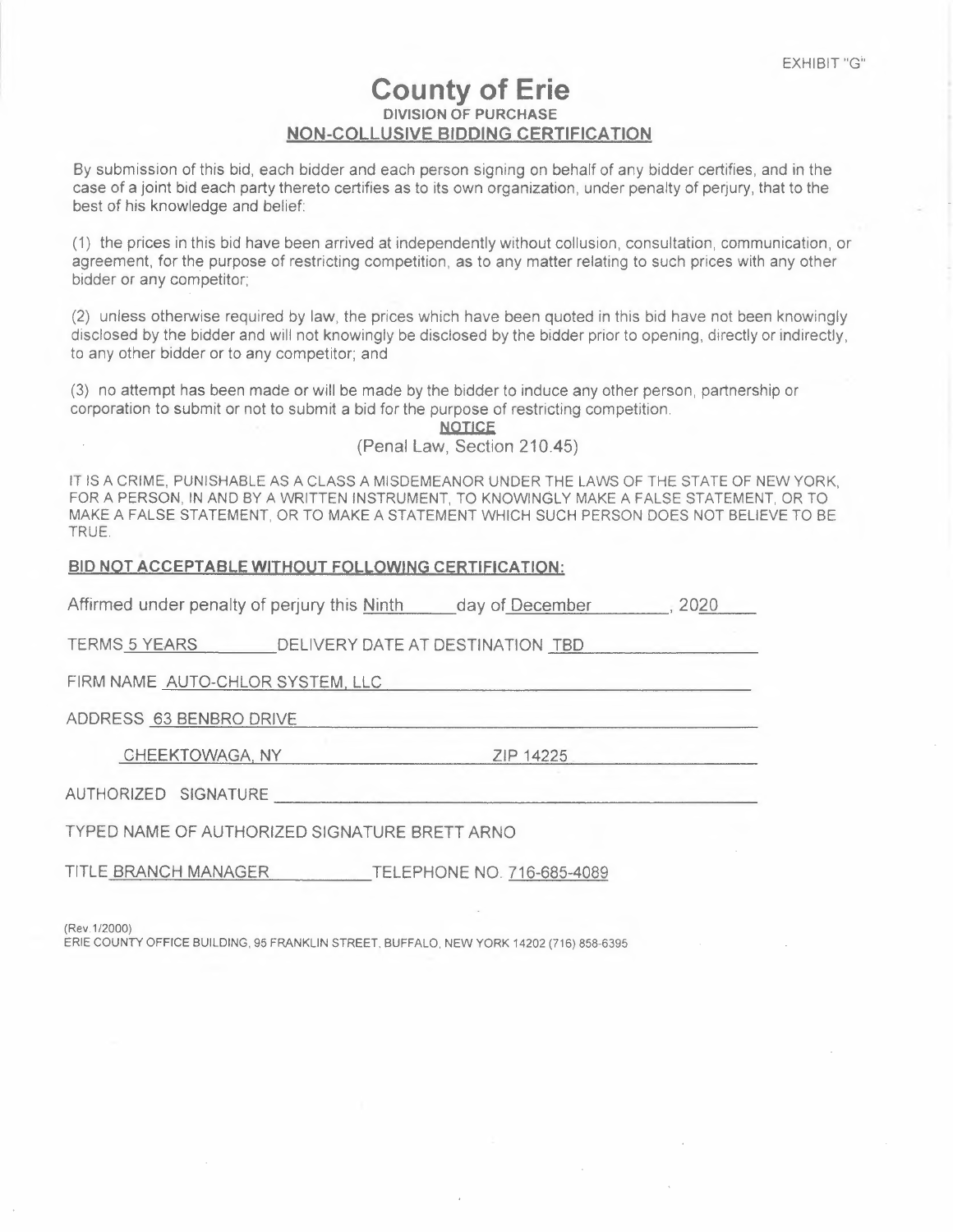EXHIBIT "G"

# County of Erie

### DIVISION OF PURCHASE

### NON-COLLUSIVE BIDDING CERTIFICATION

By submission of this bid, each bidder and each person signing on behalf of any bidder certifies, and in the case of a joint bid each party thereto certifies as to its own organization, under penalty of perjury, that to the best of his knowledge and belief:

(1) the prices in this bid have been arrived at independently without collusion, consultation, communication, or agreement, for the purpose of restricting competition, as to any matter relating to such prices with any other bidder or any competitor;

(2) unless otherwise required by law, the prices which have been quoted in this bid have not been knowingly disclosed by the bidder and will not knowingly be disclosed by the bidder prior to opening, directly or indirectly, to any other bidder or to any competitor; and

(3) no attempt has been made or will be made by the bidder to induce any other person, partnership or corporation to submit or not to submit a bid for the purpose of restricting competition.

**NOTICE**

(Penal Law, Section 210.45)

IT IS A CRIME, PUNISHABLE AS A CLASS A MISDEMEANOR UNDER THE LAWS OF THE STATE OF NEW YORK, FOR A PERSON, IN AND BY A WRITTEN INSTRUMENT, TO KNOWINGLY MAKE A FALSE STATEMENT, OR TO MAKE A FALSE STATEMENT, OR TO MAKE A STATEMENT WHICH SUCH PERSON DOES NOT BELIEVE TO BE TRUE.

**BID NOT ACCEPTABLE WITHOUT FOLLOWING CERTIFICATION:**

Affirmed under penalty of perjury this Ninth day of December, 2020

TERMS 5 YEARS DELIVERY DATE AT DESTINATION TBD

FIRM NAME AUTO-CHLOR SYSTEM, LLC

ADDRESS 63 BENBRO DRIVE

CHEEKTOWAGA, NY ZIP 14225

AUTHORIZED SIGNATURE ______________________

TYPED NAME OF AUTHORIZED SIGNATURE BRETT ARNO

TITLE BRANCH MANAGER TELEPHONE NO. 716-685-4089

(Rev.1/2000)
ERIE COUNTY OFFICE BUILDING, 95 FRANKLIN STREET, BUFFALO, NEW YORK 14202 (716) 858-6395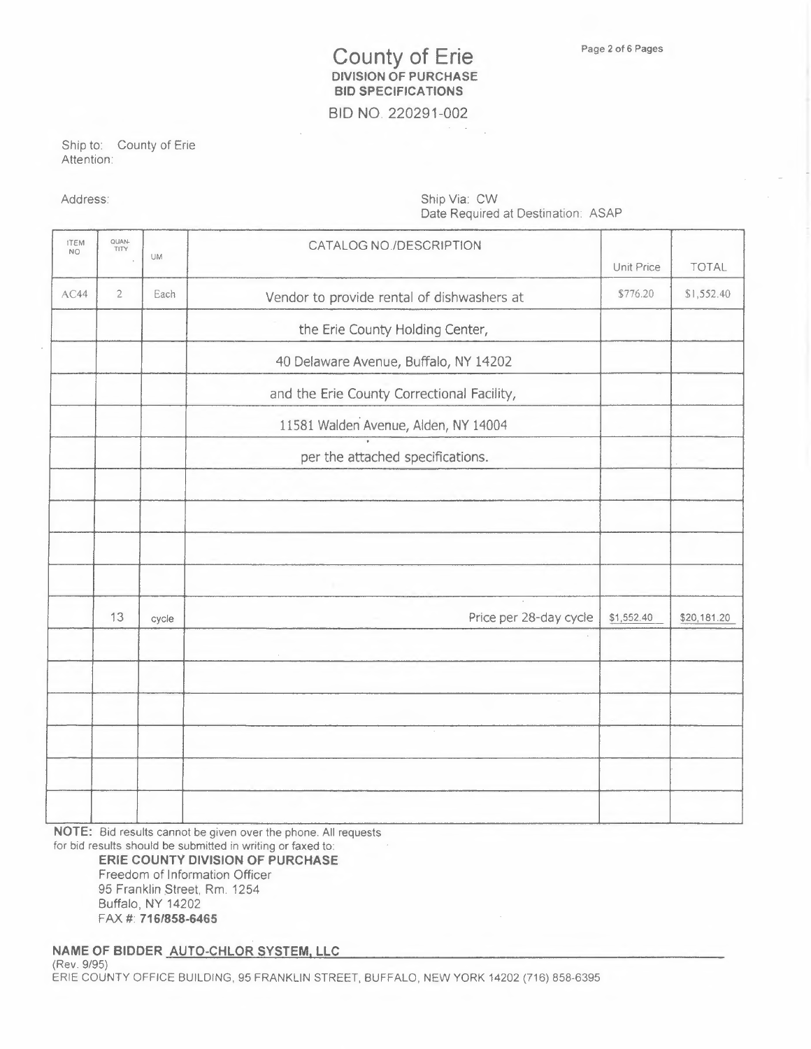# County of Erie

**DIVISION OF PURCHASE**
**BID SPECIFICATIONS**

BID NO. 220291-002

Ship to: County of Erie
Attention:

Address:

Ship Via: CW
Date Required at Destination: ASAP

| ITEM NO | QUANTITY | UM | CATALOG NO./DESCRIPTION | Unit Price | TOTAL |
|---|---|---|---|---|---|
| AC44 | 2 | Each | Vendor to provide rental of dishwashers at | $776.20 | $1,552.40 |
| | | | the Erie County Holding Center, | | |
| | | | 40 Delaware Avenue, Buffalo, NY 14202 | | |
| | | | and the Erie County Correctional Facility, | | |
| | | | 11581 Walden Avenue, Alden, NY 14004 | | |
| | | | per the attached specifications. | | |
| | | | | | |
| | | | | | |
| | | | | | |
| | | | | | |
| | 13 | cycle | Price per 28-day cycle | $1,552.40 | $20,181.20 |
| | | | | | |
| | | | | | |
| | | | | | |
| | | | | | |
| | | | | | |
| | | | | | |

**NOTE:** Bid results cannot be given over the phone. All requests for bid results should be submitted in writing or faxed to:

**ERIE COUNTY DIVISION OF PURCHASE**
Freedom of Information Officer
95 Franklin Street, Rm. 1254
Buffalo, NY 14202
FAX #: **716/858-6465**

**NAME OF BIDDER** AUTO-CHLOR SYSTEM, LLC

(Rev. 9/95)
ERIE COUNTY OFFICE BUILDING, 95 FRANKLIN STREET, BUFFALO, NEW YORK 14202 (716) 858-6395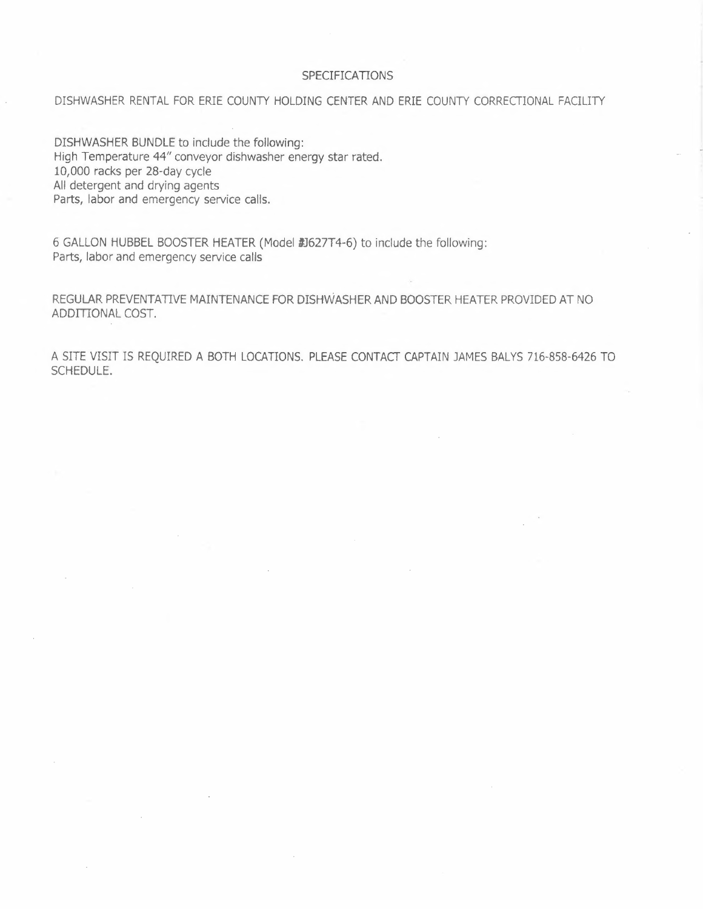# SPECIFICATIONS

## DISHWASHER RENTAL FOR ERIE COUNTY HOLDING CENTER AND ERIE COUNTY CORRECTIONAL FACILITY

DISHWASHER BUNDLE to include the following:
High Temperature 44" conveyor dishwasher energy star rated.
10,000 racks per 28-day cycle
All detergent and drying agents
Parts, labor and emergency service calls.

6 GALLON HUBBEL BOOSTER HEATER (Model #J627T4-6) to include the following:
Parts, labor and emergency service calls

REGULAR PREVENTATIVE MAINTENANCE FOR DISHWASHER AND BOOSTER HEATER PROVIDED AT NO ADDITIONAL COST.

A SITE VISIT IS REQUIRED A BOTH LOCATIONS. PLEASE CONTACT CAPTAIN JAMES BALYS 716-858-6426 TO SCHEDULE.